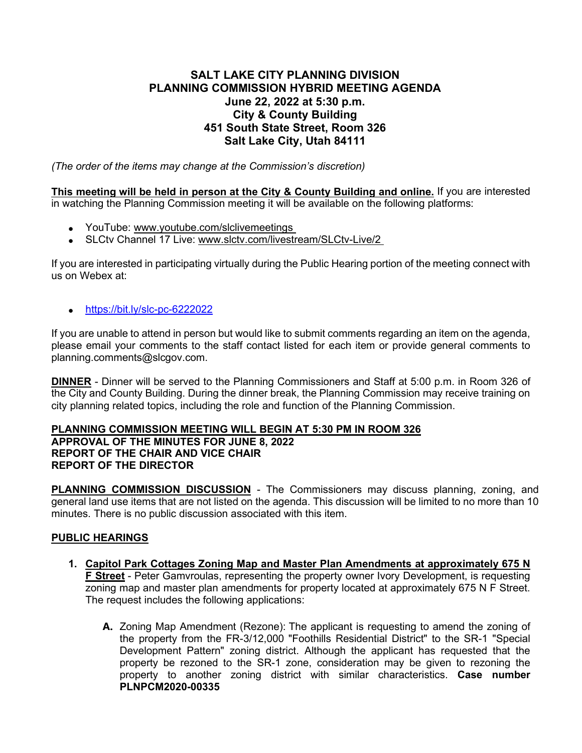# SALT LAKE CITY PLANNING DIVISION
# PLANNING COMMISSION HYBRID MEETING AGENDA
## June 22, 2022 at 5:30 p.m.
## City & County Building
## 451 South State Street, Room 326
## Salt Lake City, Utah 84111

*(The order of the items may change at the Commission's discretion)*

**This meeting will be held in person at the City & County Building and online.** If you are interested in watching the Planning Commission meeting it will be available on the following platforms:

- YouTube: www.youtube.com/slclivemeetings
- SLCtv Channel 17 Live: www.slctv.com/livestream/SLCtv-Live/2

If you are interested in participating virtually during the Public Hearing portion of the meeting connect with us on Webex at:

- https://bit.ly/slc-pc-6222022

If you are unable to attend in person but would like to submit comments regarding an item on the agenda, please email your comments to the staff contact listed for each item or provide general comments to planning.comments@slcgov.com.

**DINNER** - Dinner will be served to the Planning Commissioners and Staff at 5:00 p.m. in Room 326 of the City and County Building. During the dinner break, the Planning Commission may receive training on city planning related topics, including the role and function of the Planning Commission.

**PLANNING COMMISSION MEETING WILL BEGIN AT 5:30 PM IN ROOM 326**
**APPROVAL OF THE MINUTES FOR JUNE 8, 2022**
**REPORT OF THE CHAIR AND VICE CHAIR**
**REPORT OF THE DIRECTOR**

**PLANNING COMMISSION DISCUSSION** - The Commissioners may discuss planning, zoning, and general land use items that are not listed on the agenda. This discussion will be limited to no more than 10 minutes. There is no public discussion associated with this item.

**PUBLIC HEARINGS**

1. **Capitol Park Cottages Zoning Map and Master Plan Amendments at approximately 675 N F Street** - Peter Gamvroulas, representing the property owner Ivory Development, is requesting zoning map and master plan amendments for property located at approximately 675 N F Street. The request includes the following applications:

   **A.** Zoning Map Amendment (Rezone): The applicant is requesting to amend the zoning of the property from the FR-3/12,000 "Foothills Residential District" to the SR-1 "Special Development Pattern" zoning district. Although the applicant has requested that the property be rezoned to the SR-1 zone, consideration may be given to rezoning the property to another zoning district with similar characteristics. **Case number PLNPCM2020-00335**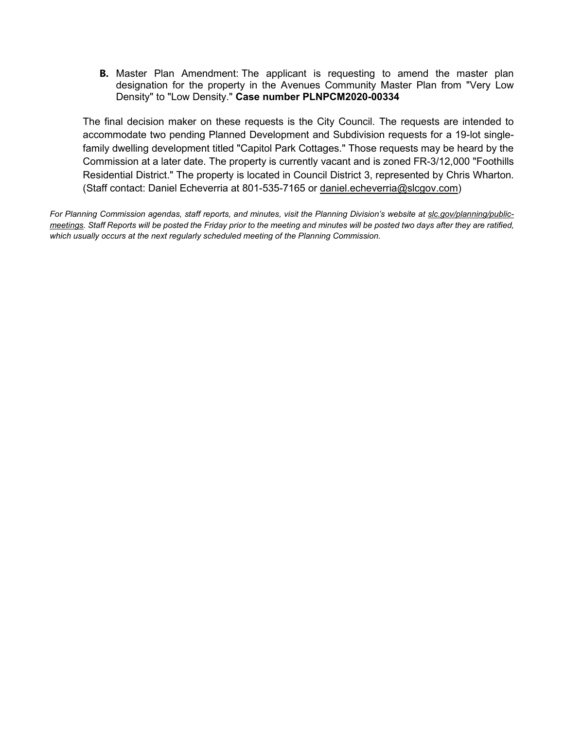**B.** Master Plan Amendment: The applicant is requesting to amend the master plan designation for the property in the Avenues Community Master Plan from "Very Low Density" to "Low Density." **Case number PLNPCM2020-00334**

The final decision maker on these requests is the City Council. The requests are intended to accommodate two pending Planned Development and Subdivision requests for a 19-lot single-family dwelling development titled "Capitol Park Cottages." Those requests may be heard by the Commission at a later date. The property is currently vacant and is zoned FR-3/12,000 "Foothills Residential District." The property is located in Council District 3, represented by Chris Wharton. (Staff contact: Daniel Echeverria at 801-535-7165 or daniel.echeverria@slcgov.com)

*For Planning Commission agendas, staff reports, and minutes, visit the Planning Division's website at slc.gov/planning/public-meetings. Staff Reports will be posted the Friday prior to the meeting and minutes will be posted two days after they are ratified, which usually occurs at the next regularly scheduled meeting of the Planning Commission.*